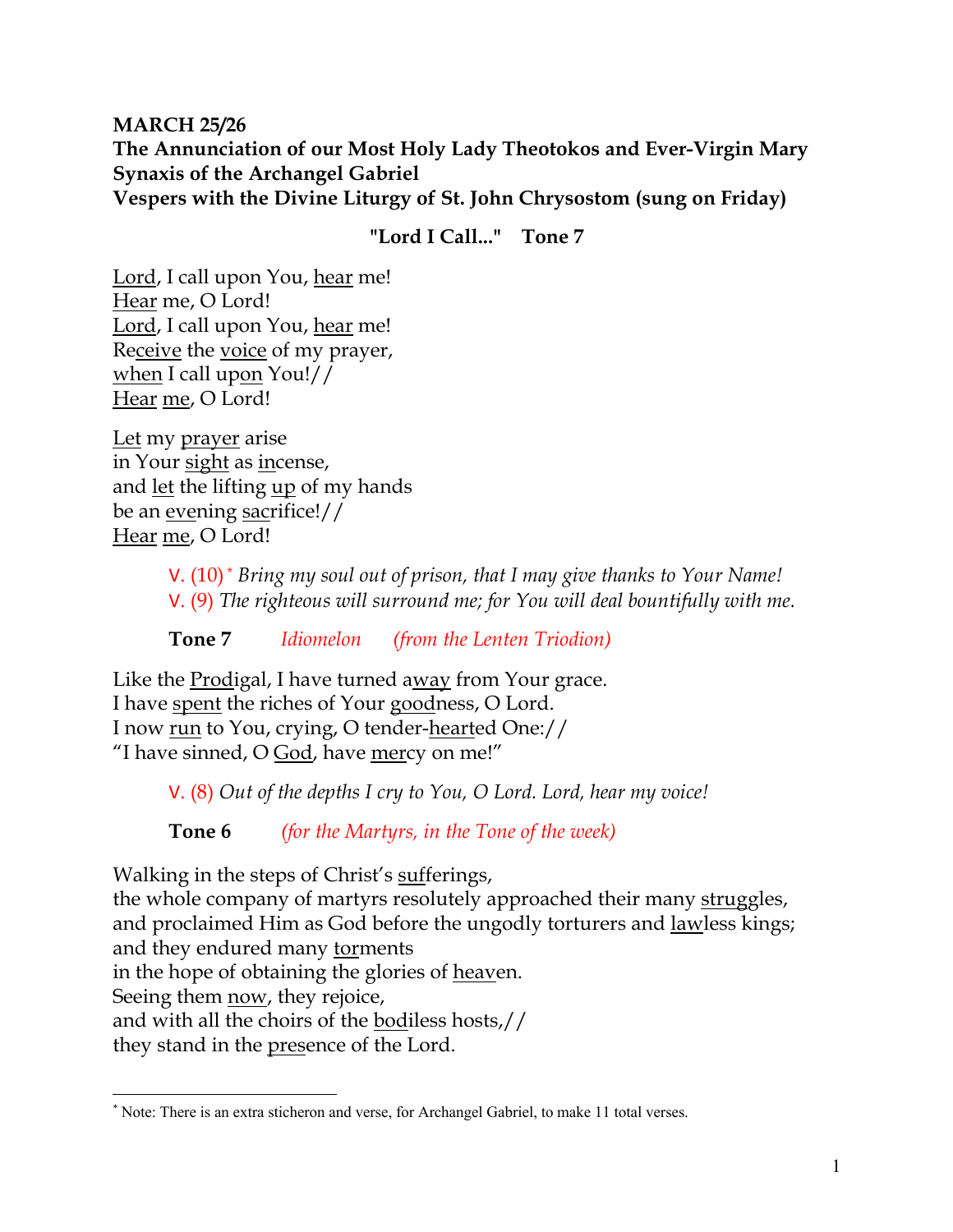**MARCH 25/26**
**The Annunciation of our Most Holy Lady Theotokos and Ever-Virgin Mary**
**Synaxis of the Archangel Gabriel**
**Vespers with the Divine Liturgy of St. John Chrysostom (sung on Friday)**

**"Lord I Call..." Tone 7**

<u>Lord</u>, I call upon You, <u>hear</u> me!
<u>Hear</u> me, O Lord!
<u>Lord</u>, I call upon You, <u>hear</u> me!
Re<u>ceive</u> the <u>voice</u> of my prayer,
<u>when</u> I call up<u>on</u> You!//
<u>Hear</u> <u>me</u>, O Lord!

<u>Let</u> my <u>prayer</u> arise
in Your <u>sight</u> as <u>in</u>cense,
and <u>let</u> the lifting <u>up</u> of my hands
be an <u>eve</u>ning <u>sac</u>rifice!//
<u>Hear</u> <u>me</u>, O Lord!

> V. (10) * *Bring my soul out of prison, that I may give thanks to Your Name!*
> V. (9) *The righteous will surround me; for You will deal bountifully with me.*

**Tone 7** *Idiomelon (from the Lenten Triodion)*

Like the <u>Prod</u>igal, I have turned a<u>way</u> from Your grace.
I have <u>spent</u> the riches of Your <u>good</u>ness, O Lord.
I now <u>run</u> to You, crying, O tender-<u>heart</u>ed One://
"I have sinned, O <u>God</u>, have <u>mer</u>cy on me!"

> V. (8) *Out of the depths I cry to You, O Lord. Lord, hear my voice!*

**Tone 6** *(for the Martyrs, in the Tone of the week)*

Walking in the steps of Christ's <u>suf</u>ferings,
the whole company of martyrs resolutely approached their many <u>struggles</u>,
and proclaimed Him as God before the ungodly torturers and <u>law</u>less kings;
and they endured many <u>tor</u>ments
in the hope of obtaining the glories of <u>heav</u>en.
Seeing them <u>now</u>, they rejoice,
and with all the choirs of the <u>bod</u>iless hosts,//
they stand in the <u>pres</u>ence of the Lord.

---

* Note: There is an extra sticheron and verse, for Archangel Gabriel, to make 11 total verses.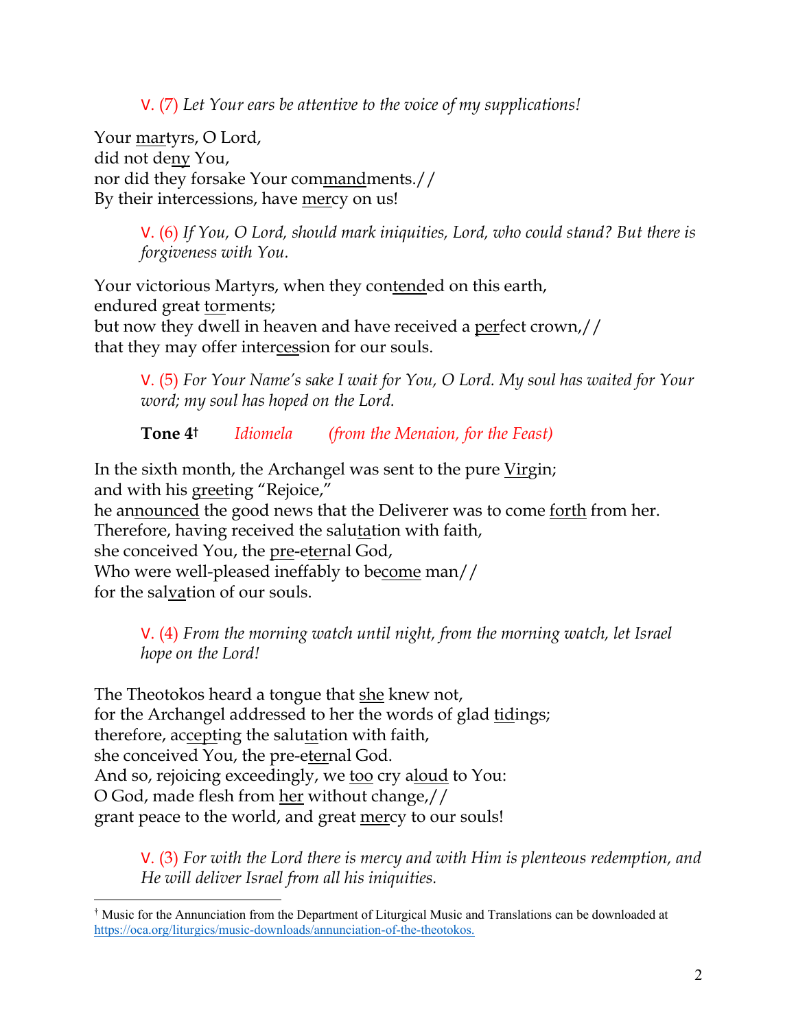V. (7) *Let Your ears be attentive to the voice of my supplications!*

Your <u>mar</u>tyrs, O Lord,
did not de<u>ny</u> You,
nor did they forsake Your com<u>mand</u>ments.//
By their intercessions, have <u>mer</u>cy on us!

> V. (6) *If You, O Lord, should mark iniquities, Lord, who could stand? But there is forgiveness with You.*

Your victorious Martyrs, when they con<u>tend</u>ed on this earth,
endured great <u>tor</u>ments;
but now they dwell in heaven and have received a <u>per</u>fect crown,//
that they may offer inter<u>ces</u>sion for our souls.

> V. (5) *For Your Name's sake I wait for You, O Lord. My soul has waited for Your word; my soul has hoped on the Lord.*

**Tone 4**[†] *Idiomela* *(from the Menaion, for the Feast)*

In the sixth month, the Archangel was sent to the pure <u>Vir</u>gin;
and with his <u>greet</u>ing "Rejoice,"
he an<u>nounced</u> the good news that the Deliverer was to come <u>forth</u> from her.
Therefore, having received the salu<u>ta</u>tion with faith,
she conceived You, the <u>pre</u>-e<u>ter</u>nal God,
Who were well-pleased ineffably to be<u>come</u> man//
for the sal<u>va</u>tion of our souls.

> V. (4) *From the morning watch until night, from the morning watch, let Israel hope on the Lord!*

The Theotokos heard a tongue that <u>she</u> knew not,
for the Archangel addressed to her the words of glad <u>tid</u>ings;
therefore, ac<u>cept</u>ing the salu<u>ta</u>tion with faith,
she conceived You, the pre-e<u>ter</u>nal God.
And so, rejoicing exceedingly, we <u>too</u> cry a<u>loud</u> to You:
O God, made flesh from <u>her</u> without change,//
grant peace to the world, and great <u>mer</u>cy to our souls!

> V. (3) *For with the Lord there is mercy and with Him is plenteous redemption, and He will deliver Israel from all his iniquities.*

---

[†] Music for the Annunciation from the Department of Liturgical Music and Translations can be downloaded at https://oca.org/liturgics/music-downloads/annunciation-of-the-theotokos.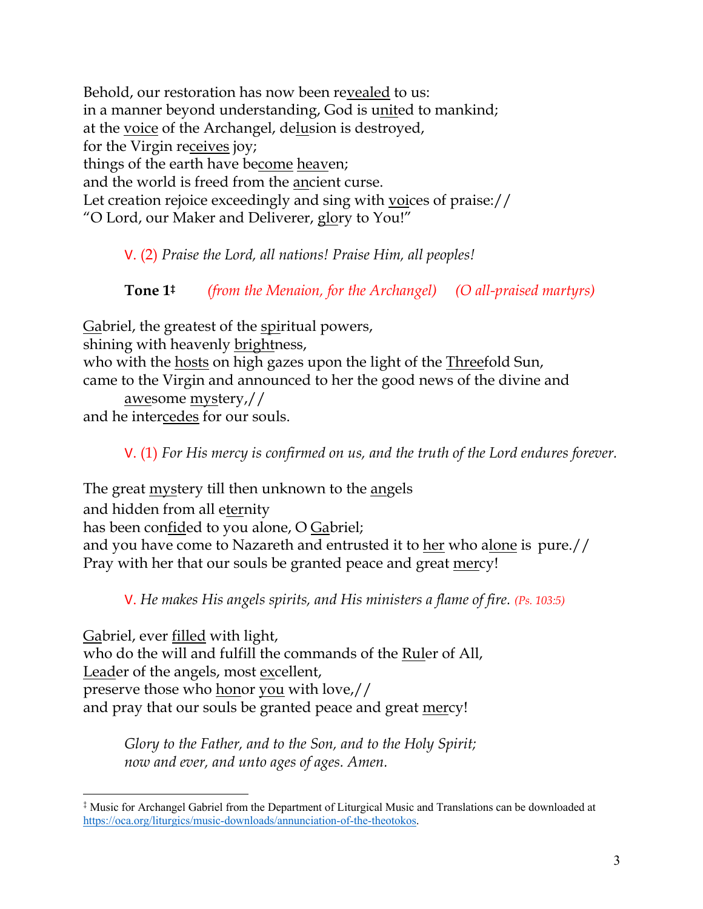Behold, our restoration has now been revealed to us:
in a manner beyond understanding, God is united to mankind;
at the voice of the Archangel, delusion is destroyed,
for the Virgin receives joy;
things of the earth have become heaven;
and the world is freed from the ancient curse.
Let creation rejoice exceedingly and sing with voices of praise://
"O Lord, our Maker and Deliverer, glory to You!"

> V. (2) *Praise the Lord, all nations! Praise Him, all peoples!*

> **Tone 1‡** *(from the Menaion, for the Archangel)* *(O all-praised martyrs)*

Gabriel, the greatest of the spiritual powers,
shining with heavenly brightness,
who with the hosts on high gazes upon the light of the Threefold Sun,
came to the Virgin and announced to her the good news of the divine and awesome mystery,//
and he intercedes for our souls.

> V. (1) *For His mercy is confirmed on us, and the truth of the Lord endures forever.*

The great mystery till then unknown to the angels
and hidden from all eternity
has been confided to you alone, O Gabriel;
and you have come to Nazareth and entrusted it to her who alone is pure.//
Pray with her that our souls be granted peace and great mercy!

> V. *He makes His angels spirits, and His ministers a flame of fire.* *(Ps. 103:5)*

Gabriel, ever filled with light,
who do the will and fulfill the commands of the Ruler of All,
Leader of the angels, most excellent,
preserve those who honor you with love,//
and pray that our souls be granted peace and great mercy!

> *Glory to the Father, and to the Son, and to the Holy Spirit;*
> *now and ever, and unto ages of ages. Amen.*

---

‡ Music for Archangel Gabriel from the Department of Liturgical Music and Translations can be downloaded at https://oca.org/liturgics/music-downloads/annunciation-of-the-theotokos.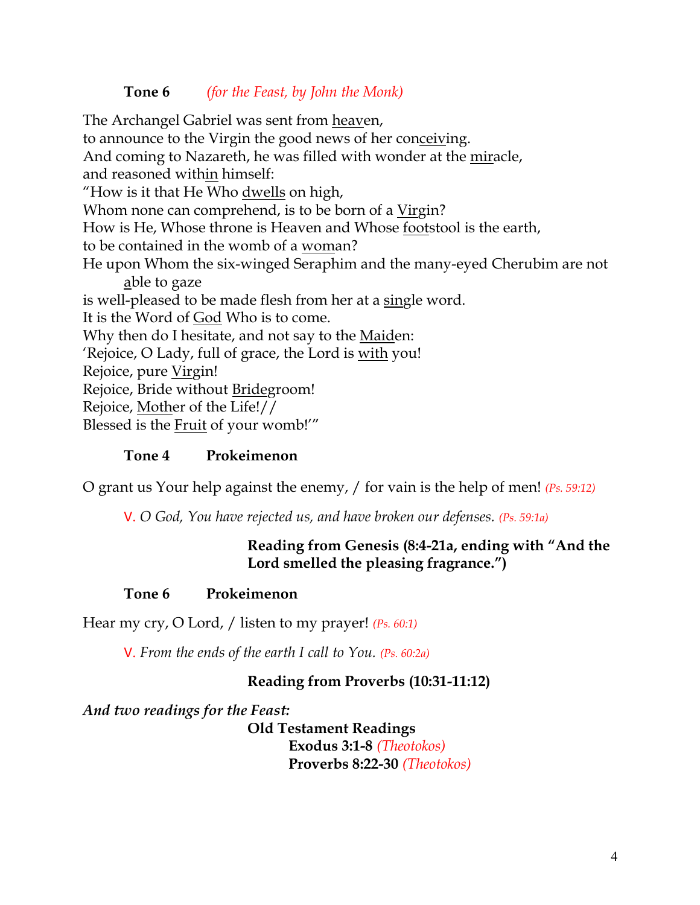**Tone 6** *(for the Feast, by John the Monk)*

The Archangel Gabriel was sent from heaven,
to announce to the Virgin the good news of her conceiving.
And coming to Nazareth, he was filled with wonder at the miracle,
and reasoned within himself:
"How is it that He Who dwells on high,
Whom none can comprehend, is to be born of a Virgin?
How is He, Whose throne is Heaven and Whose footstool is the earth,
to be contained in the womb of a woman?
He upon Whom the six-winged Seraphim and the many-eyed Cherubim are not able to gaze
is well-pleased to be made flesh from her at a single word.
It is the Word of God Who is to come.
Why then do I hesitate, and not say to the Maiden:
'Rejoice, O Lady, full of grace, the Lord is with you!
Rejoice, pure Virgin!
Rejoice, Bride without Bridegroom!
Rejoice, Mother of the Life!//
Blessed is the Fruit of your womb!'"

**Tone 4 Prokeimenon**

O grant us Your help against the enemy, / for vain is the help of men! *(Ps. 59:12)*

V. *O God, You have rejected us, and have broken our defenses.* *(Ps. 59:1a)*

**Reading from Genesis (8:4-21a, ending with "And the Lord smelled the pleasing fragrance.")**

**Tone 6 Prokeimenon**

Hear my cry, O Lord, / listen to my prayer! *(Ps. 60:1)*

V. *From the ends of the earth I call to You.* *(Ps. 60:2a)*

**Reading from Proverbs (10:31-11:12)**

***And two readings for the Feast:***

**Old Testament Readings**

**Exodus 3:1-8** *(Theotokos)*
**Proverbs 8:22-30** *(Theotokos)*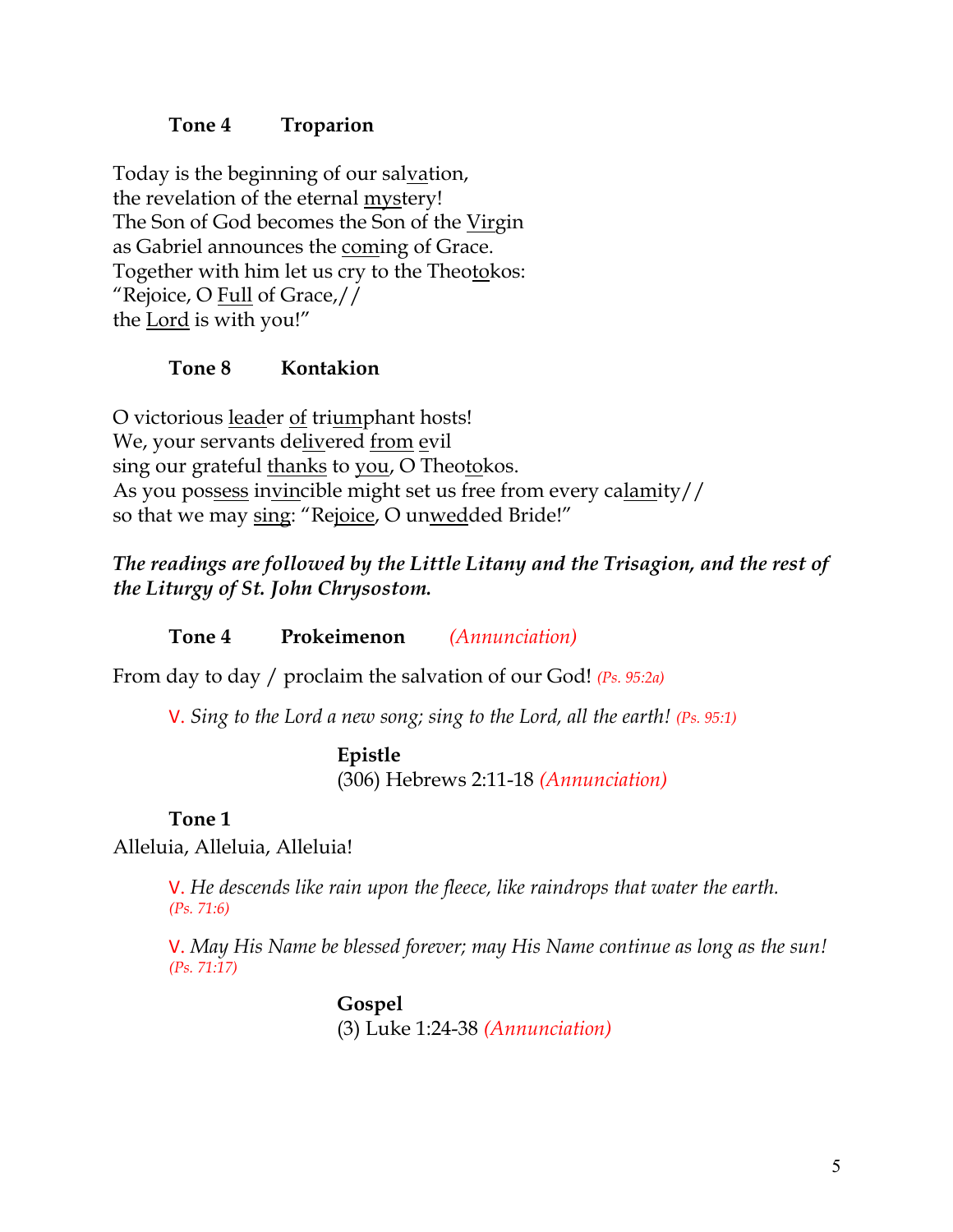**Tone 4 Troparion**

Today is the beginning of our salvation,
the revelation of the eternal mystery!
The Son of God becomes the Son of the Virgin
as Gabriel announces the coming of Grace.
Together with him let us cry to the Theotokos:
"Rejoice, O Full of Grace,//
the Lord is with you!"

**Tone 8 Kontakion**

O victorious leader of triumphant hosts!
We, your servants delivered from evil
sing our grateful thanks to you, O Theotokos.
As you possess invincible might set us free from every calamity//
so that we may sing: "Rejoice, O unwedded Bride!"

***The readings are followed by the Little Litany and the Trisagion, and the rest of the Liturgy of St. John Chrysostom.***

**Tone 4 Prokeimenon** *(Annunciation)*

From day to day / proclaim the salvation of our God! *(Ps. 95:2a)*

V. *Sing to the Lord a new song; sing to the Lord, all the earth! (Ps. 95:1)*

**Epistle**
(306) Hebrews 2:11-18 *(Annunciation)*

**Tone 1**
Alleluia, Alleluia, Alleluia!

V. *He descends like rain upon the fleece, like raindrops that water the earth. (Ps. 71:6)*

V. *May His Name be blessed forever; may His Name continue as long as the sun! (Ps. 71:17)*

**Gospel**
(3) Luke 1:24-38 *(Annunciation)*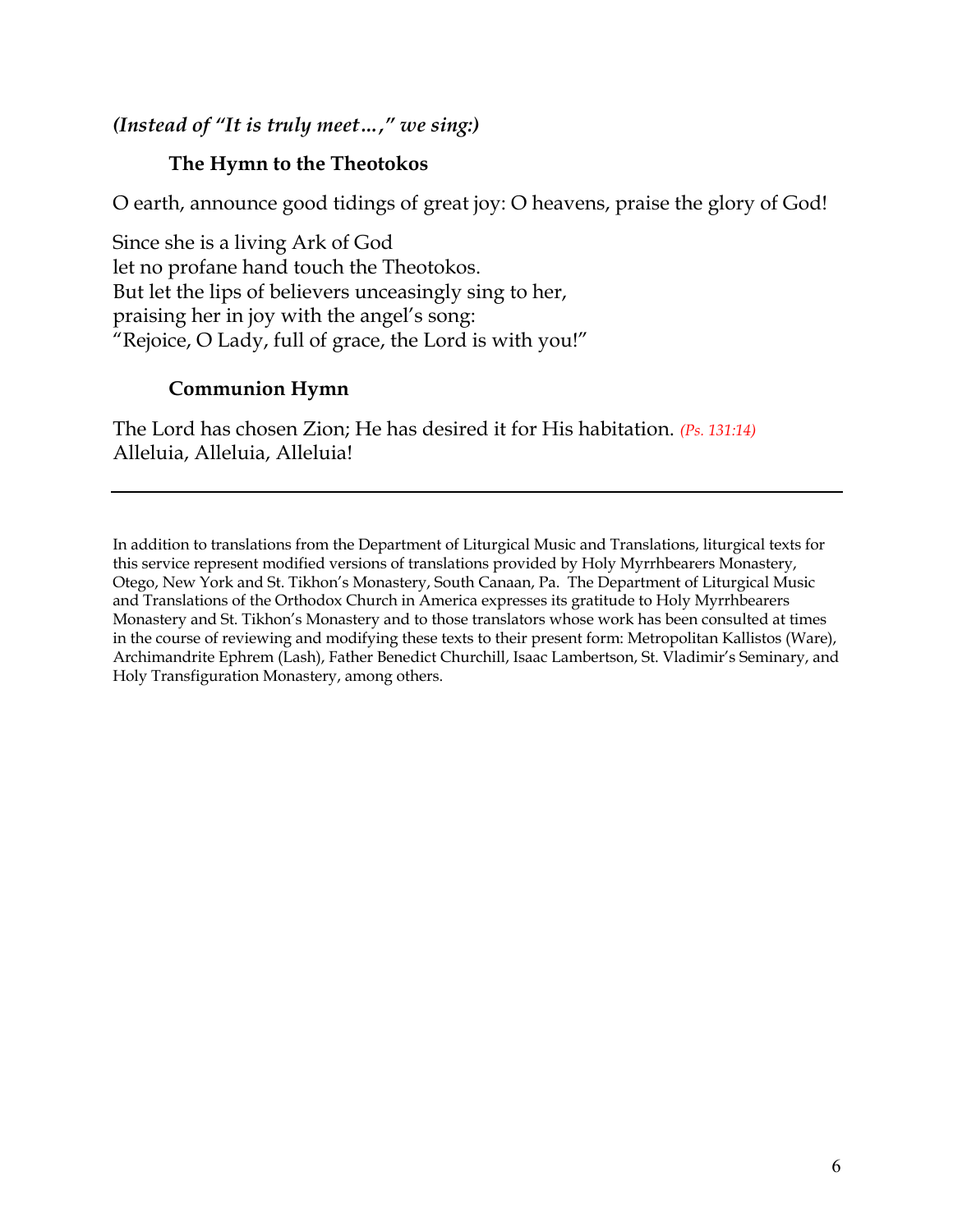***(Instead of "It is truly meet…," we sing:)***

**The Hymn to the Theotokos**

O earth, announce good tidings of great joy: O heavens, praise the glory of God!

Since she is a living Ark of God
let no profane hand touch the Theotokos.
But let the lips of believers unceasingly sing to her,
praising her in joy with the angel's song:
"Rejoice, O Lady, full of grace, the Lord is with you!"

**Communion Hymn**

The Lord has chosen Zion; He has desired it for His habitation. *(Ps. 131:14)*
Alleluia, Alleluia, Alleluia!

---

In addition to translations from the Department of Liturgical Music and Translations, liturgical texts for this service represent modified versions of translations provided by Holy Myrrhbearers Monastery, Otego, New York and St. Tikhon's Monastery, South Canaan, Pa. The Department of Liturgical Music and Translations of the Orthodox Church in America expresses its gratitude to Holy Myrrhbearers Monastery and St. Tikhon's Monastery and to those translators whose work has been consulted at times in the course of reviewing and modifying these texts to their present form: Metropolitan Kallistos (Ware), Archimandrite Ephrem (Lash), Father Benedict Churchill, Isaac Lambertson, St. Vladimir's Seminary, and Holy Transfiguration Monastery, among others.